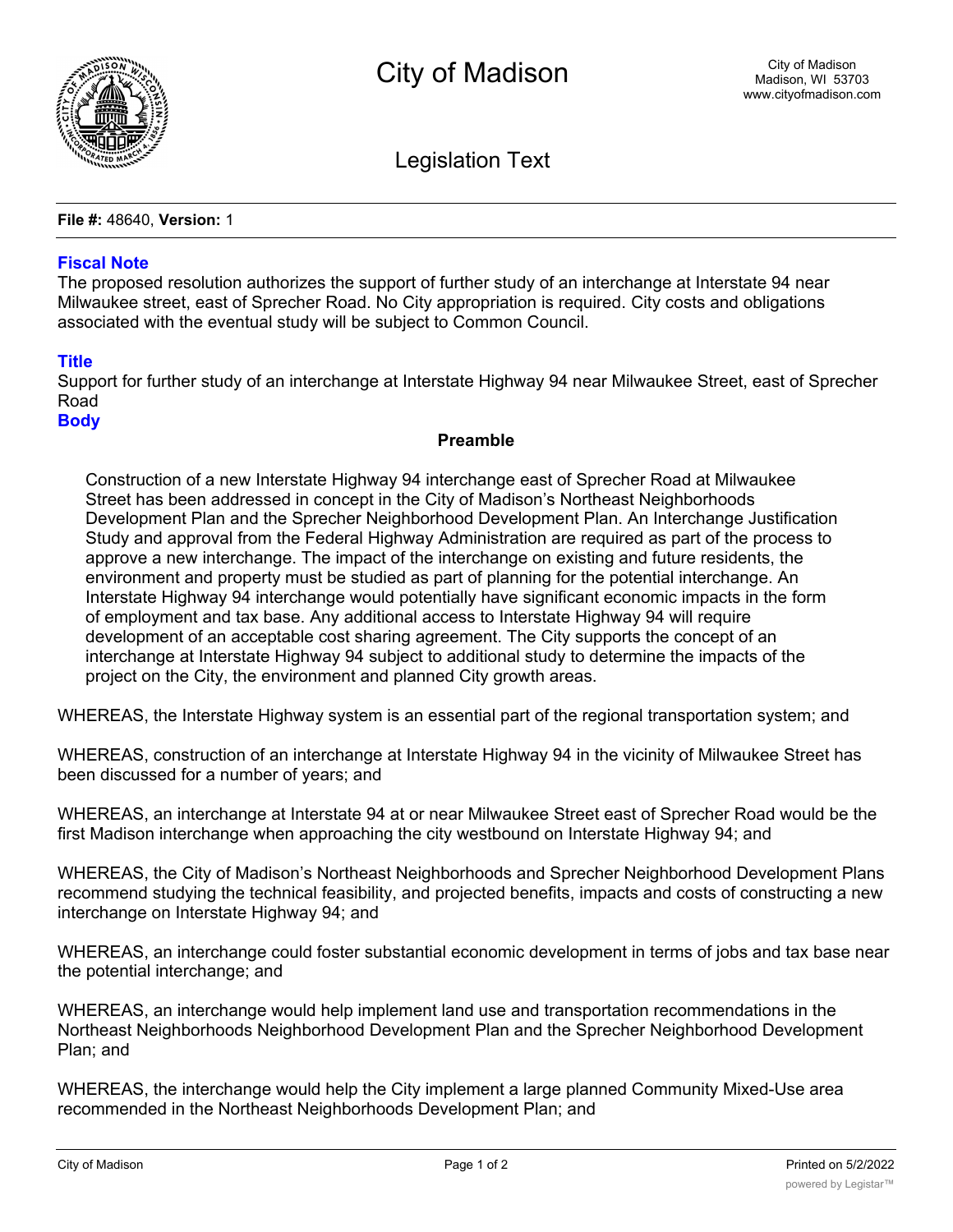# City of Madison

City of Madison
Madison, WI 53703
www.cityofmadison.com

## Legislation Text

**File #:** 48640, **Version:** 1

**Fiscal Note**

The proposed resolution authorizes the support of further study of an interchange at Interstate 94 near Milwaukee street, east of Sprecher Road. No City appropriation is required. City costs and obligations associated with the eventual study will be subject to Common Council.

**Title**

Support for further study of an interchange at Interstate Highway 94 near Milwaukee Street, east of Sprecher Road

**Body**

**Preamble**

Construction of a new Interstate Highway 94 interchange east of Sprecher Road at Milwaukee Street has been addressed in concept in the City of Madison's Northeast Neighborhoods Development Plan and the Sprecher Neighborhood Development Plan. An Interchange Justification Study and approval from the Federal Highway Administration are required as part of the process to approve a new interchange. The impact of the interchange on existing and future residents, the environment and property must be studied as part of planning for the potential interchange. An Interstate Highway 94 interchange would potentially have significant economic impacts in the form of employment and tax base. Any additional access to Interstate Highway 94 will require development of an acceptable cost sharing agreement. The City supports the concept of an interchange at Interstate Highway 94 subject to additional study to determine the impacts of the project on the City, the environment and planned City growth areas.

WHEREAS, the Interstate Highway system is an essential part of the regional transportation system; and

WHEREAS, construction of an interchange at Interstate Highway 94 in the vicinity of Milwaukee Street has been discussed for a number of years; and

WHEREAS, an interchange at Interstate 94 at or near Milwaukee Street east of Sprecher Road would be the first Madison interchange when approaching the city westbound on Interstate Highway 94; and

WHEREAS, the City of Madison's Northeast Neighborhoods and Sprecher Neighborhood Development Plans recommend studying the technical feasibility, and projected benefits, impacts and costs of constructing a new interchange on Interstate Highway 94; and

WHEREAS, an interchange could foster substantial economic development in terms of jobs and tax base near the potential interchange; and

WHEREAS, an interchange would help implement land use and transportation recommendations in the Northeast Neighborhoods Neighborhood Development Plan and the Sprecher Neighborhood Development Plan; and

WHEREAS, the interchange would help the City implement a large planned Community Mixed-Use area recommended in the Northeast Neighborhoods Development Plan; and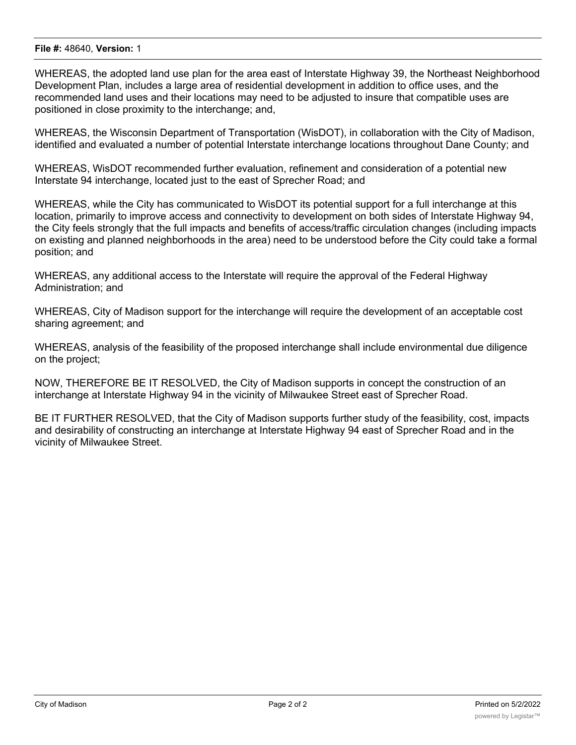**File #:** 48640, **Version:** 1

WHEREAS, the adopted land use plan for the area east of Interstate Highway 39, the Northeast Neighborhood Development Plan, includes a large area of residential development in addition to office uses, and the recommended land uses and their locations may need to be adjusted to insure that compatible uses are positioned in close proximity to the interchange; and,

WHEREAS, the Wisconsin Department of Transportation (WisDOT), in collaboration with the City of Madison, identified and evaluated a number of potential Interstate interchange locations throughout Dane County; and

WHEREAS, WisDOT recommended further evaluation, refinement and consideration of a potential new Interstate 94 interchange, located just to the east of Sprecher Road; and

WHEREAS, while the City has communicated to WisDOT its potential support for a full interchange at this location, primarily to improve access and connectivity to development on both sides of Interstate Highway 94, the City feels strongly that the full impacts and benefits of access/traffic circulation changes (including impacts on existing and planned neighborhoods in the area) need to be understood before the City could take a formal position; and

WHEREAS, any additional access to the Interstate will require the approval of the Federal Highway Administration; and

WHEREAS, City of Madison support for the interchange will require the development of an acceptable cost sharing agreement; and

WHEREAS, analysis of the feasibility of the proposed interchange shall include environmental due diligence on the project;

NOW, THEREFORE BE IT RESOLVED, the City of Madison supports in concept the construction of an interchange at Interstate Highway 94 in the vicinity of Milwaukee Street east of Sprecher Road.

BE IT FURTHER RESOLVED, that the City of Madison supports further study of the feasibility, cost, impacts and desirability of constructing an interchange at Interstate Highway 94 east of Sprecher Road and in the vicinity of Milwaukee Street.